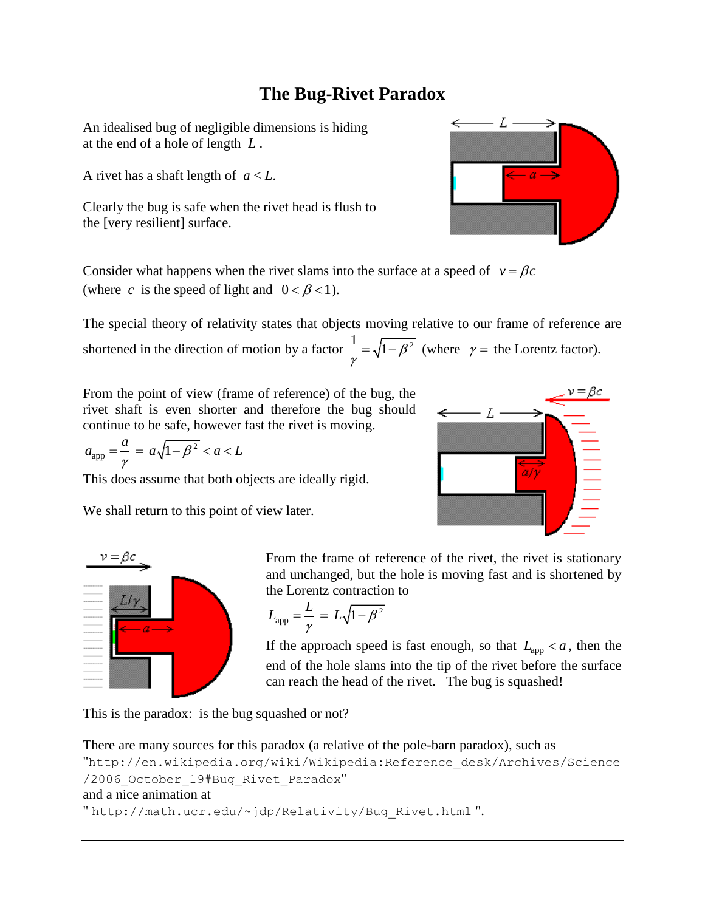# The Bug-Rivet Paradox

An idealised bug of negligible dimensions is hiding at the end of a hole of length $L$.

A rivet has a shaft length of $a < L$.

Clearly the bug is safe when the rivet head is flush to the [very resilient] surface.

Consider what happens when the rivet slams into the surface at a speed of $v = \beta c$ (where $c$ is the speed of light and $0 < \beta < 1$).

The special theory of relativity states that objects moving relative to our frame of reference are shortened in the direction of motion by a factor $\frac{1}{\gamma} = \sqrt{1-\beta^2}$ (where $\gamma =$ the Lorentz factor).

From the point of view (frame of reference) of the bug, the rivet shaft is even shorter and therefore the bug should continue to be safe, however fast the rivet is moving.

$$a_{\text{app}} = \frac{a}{\gamma} = a\sqrt{1-\beta^2} < a < L$$

This does assume that both objects are ideally rigid.

We shall return to this point of view later.

From the frame of reference of the rivet, the rivet is stationary and unchanged, but the hole is moving fast and is shortened by the Lorentz contraction to

$$L_{\text{app}} = \frac{L}{\gamma} = L\sqrt{1-\beta^2}$$

If the approach speed is fast enough, so that $L_{\text{app}} < a$, then the end of the hole slams into the tip of the rivet before the surface can reach the head of the rivet. The bug is squashed!

This is the paradox: is the bug squashed or not?

There are many sources for this paradox (a relative of the pole-barn paradox), such as "`http://en.wikipedia.org/wiki/Wikipedia:Reference_desk/Archives/Science/2006_October_19#Bug_Rivet_Paradox`"
and a nice animation at
" `http://math.ucr.edu/~jdp/Relativity/Bug_Rivet.html` ".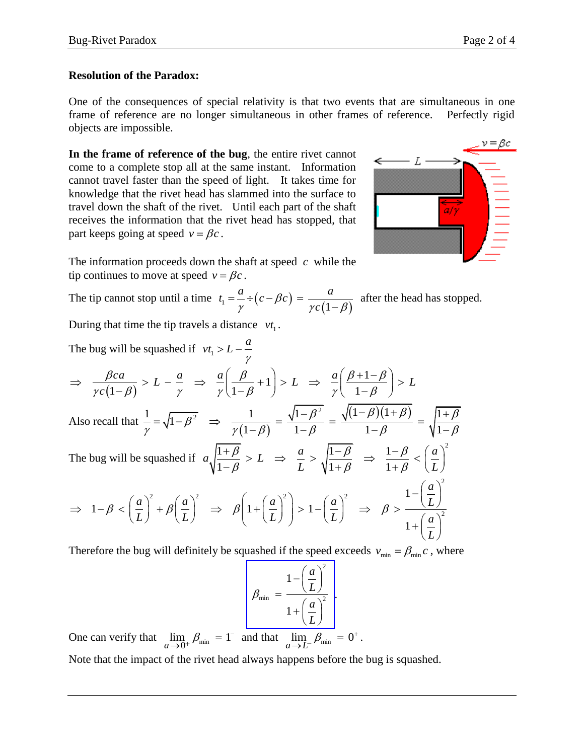**Resolution of the Paradox:**

One of the consequences of special relativity is that two events that are simultaneous in one frame of reference are no longer simultaneous in other frames of reference. Perfectly rigid objects are impossible.

**In the frame of reference of the bug**, the entire rivet cannot come to a complete stop all at the same instant. Information cannot travel faster than the speed of light. It takes time for knowledge that the rivet head has slammed into the surface to travel down the shaft of the rivet. Until each part of the shaft receives the information that the rivet head has stopped, that part keeps going at speed $v = \beta c$.

The information proceeds down the shaft at speed $c$ while the tip continues to move at speed $v = \beta c$.

The tip cannot stop until a time $t_1 = \dfrac{a}{\gamma} \div (c - \beta c) = \dfrac{a}{\gamma c(1-\beta)}$ after the head has stopped.

During that time the tip travels a distance $vt_1$.

The bug will be squashed if $vt_1 > L - \dfrac{a}{\gamma}$

$$\Rightarrow \frac{\beta c a}{\gamma c(1-\beta)} > L - \frac{a}{\gamma} \Rightarrow \frac{a}{\gamma}\left(\frac{\beta}{1-\beta} + 1\right) > L \Rightarrow \frac{a}{\gamma}\left(\frac{\beta + 1 - \beta}{1-\beta}\right) > L$$

Also recall that $\dfrac{1}{\gamma} = \sqrt{1-\beta^2} \Rightarrow \dfrac{1}{\gamma(1-\beta)} = \dfrac{\sqrt{1-\beta^2}}{1-\beta} = \dfrac{\sqrt{(1-\beta)(1+\beta)}}{1-\beta} = \sqrt{\dfrac{1+\beta}{1-\beta}}$

The bug will be squashed if $a\sqrt{\dfrac{1+\beta}{1-\beta}} > L \Rightarrow \dfrac{a}{L} > \sqrt{\dfrac{1-\beta}{1+\beta}} \Rightarrow \dfrac{1-\beta}{1+\beta} < \left(\dfrac{a}{L}\right)^2$

$$\Rightarrow 1 - \beta < \left(\frac{a}{L}\right)^2 + \beta\left(\frac{a}{L}\right)^2 \Rightarrow \beta\left(1 + \left(\frac{a}{L}\right)^2\right) > 1 - \left(\frac{a}{L}\right)^2 \Rightarrow \beta > \frac{1 - \left(\frac{a}{L}\right)^2}{1 + \left(\frac{a}{L}\right)^2}$$

Therefore the bug will definitely be squashed if the speed exceeds $v_{\min} = \beta_{\min} c$, where

$$\boxed{\beta_{\min} = \frac{1 - \left(\frac{a}{L}\right)^2}{1 + \left(\frac{a}{L}\right)^2}}.$$

One can verify that $\lim\limits_{a \to 0^+} \beta_{\min} = 1^-$ and that $\lim\limits_{a \to L^-} \beta_{\min} = 0^+$.

Note that the impact of the rivet head always happens before the bug is squashed.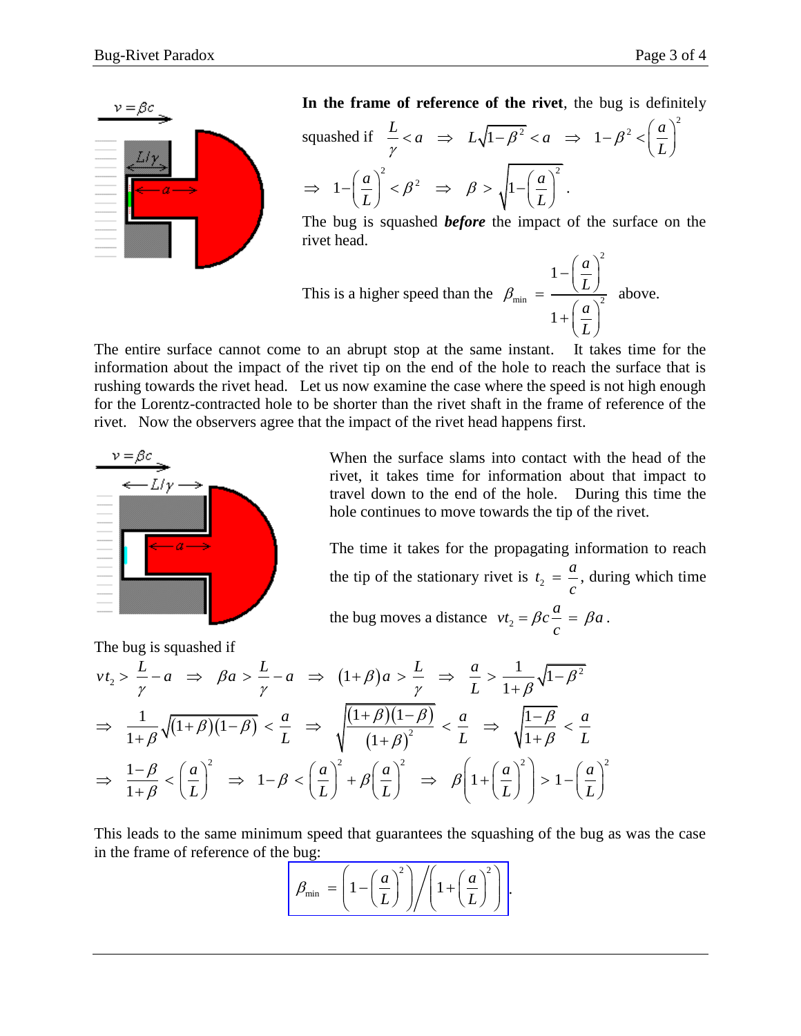**In the frame of reference of the rivet**, the bug is definitely squashed if $\frac{L}{\gamma} < a \;\Rightarrow\; L\sqrt{1-\beta^2} < a \;\Rightarrow\; 1-\beta^2 < \left(\frac{a}{L}\right)^2$

$\Rightarrow\; 1-\left(\frac{a}{L}\right)^2 < \beta^2 \;\Rightarrow\; \beta > \sqrt{1-\left(\frac{a}{L}\right)^2}$ .

The bug is squashed ***before*** the impact of the surface on the rivet head.

This is a higher speed than the $\beta_{\min} = \dfrac{1-\left(\frac{a}{L}\right)^2}{1+\left(\frac{a}{L}\right)^2}$ above.

The entire surface cannot come to an abrupt stop at the same instant. It takes time for the information about the impact of the rivet tip on the end of the hole to reach the surface that is rushing towards the rivet head. Let us now examine the case where the speed is not high enough for the Lorentz-contracted hole to be shorter than the rivet shaft in the frame of reference of the rivet. Now the observers agree that the impact of the rivet head happens first.

When the surface slams into contact with the head of the rivet, it takes time for information about that impact to travel down to the end of the hole. During this time the hole continues to move towards the tip of the rivet.

The time it takes for the propagating information to reach the tip of the stationary rivet is $t_2 = \frac{a}{c}$, during which time the bug moves a distance $vt_2 = \beta c\frac{a}{c} = \beta a$ .

The bug is squashed if

$$vt_2 > \frac{L}{\gamma} - a \;\Rightarrow\; \beta a > \frac{L}{\gamma} - a \;\Rightarrow\; (1+\beta)a > \frac{L}{\gamma} \;\Rightarrow\; \frac{a}{L} > \frac{1}{1+\beta}\sqrt{1-\beta^2}$$

$$\Rightarrow\; \frac{1}{1+\beta}\sqrt{(1+\beta)(1-\beta)} < \frac{a}{L} \;\Rightarrow\; \sqrt{\frac{(1+\beta)(1-\beta)}{(1+\beta)^2}} < \frac{a}{L} \;\Rightarrow\; \sqrt{\frac{1-\beta}{1+\beta}} < \frac{a}{L}$$

$$\Rightarrow\; \frac{1-\beta}{1+\beta} < \left(\frac{a}{L}\right)^2 \;\Rightarrow\; 1-\beta < \left(\frac{a}{L}\right)^2 + \beta\left(\frac{a}{L}\right)^2 \;\Rightarrow\; \beta\left(1+\left(\frac{a}{L}\right)^2\right) > 1-\left(\frac{a}{L}\right)^2$$

This leads to the same minimum speed that guarantees the squashing of the bug as was the case in the frame of reference of the bug:

$$\beta_{\min} = \left(1-\left(\frac{a}{L}\right)^2\right) \Big/ \left(1+\left(\frac{a}{L}\right)^2\right).$$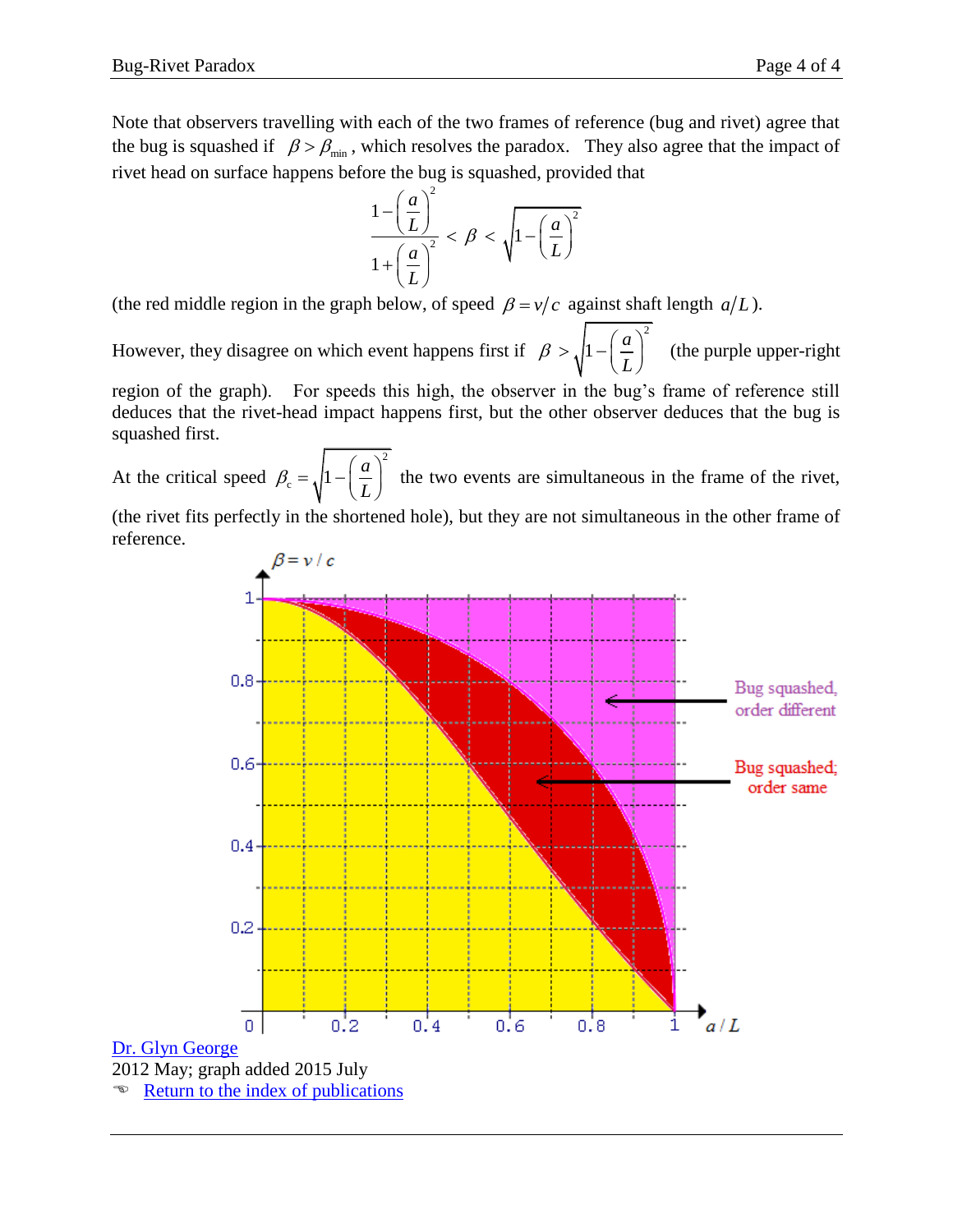Note that observers travelling with each of the two frames of reference (bug and rivet) agree that the bug is squashed if $\beta > \beta_{\min}$, which resolves the paradox. They also agree that the impact of rivet head on surface happens before the bug is squashed, provided that

$$\frac{1-\left(\frac{a}{L}\right)^2}{1+\left(\frac{a}{L}\right)^2} < \beta < \sqrt{1-\left(\frac{a}{L}\right)^2}$$

(the red middle region in the graph below, of speed $\beta = v/c$ against shaft length $a/L$).

However, they disagree on which event happens first if $\beta > \sqrt{1-\left(\frac{a}{L}\right)^2}$ (the purple upper-right region of the graph). For speeds this high, the observer in the bug's frame of reference still deduces that the rivet-head impact happens first, but the other observer deduces that the bug is squashed first.

At the critical speed $\beta_c = \sqrt{1-\left(\frac{a}{L}\right)^2}$ the two events are simultaneous in the frame of the rivet, (the rivet fits perfectly in the shortened hole), but they are not simultaneous in the other frame of reference.

$\beta = v/c$

1

0.8

0.6

0.4

0.2

0

0.2

0.4

0.6

0.8

1

$a/L$

Bug squashed, order different

Bug squashed; order same

[Dr. Glyn George](Dr. Glyn George)

2012 May; graph added 2015 July

☜ [Return to the index of publications](Return to the index of publications)